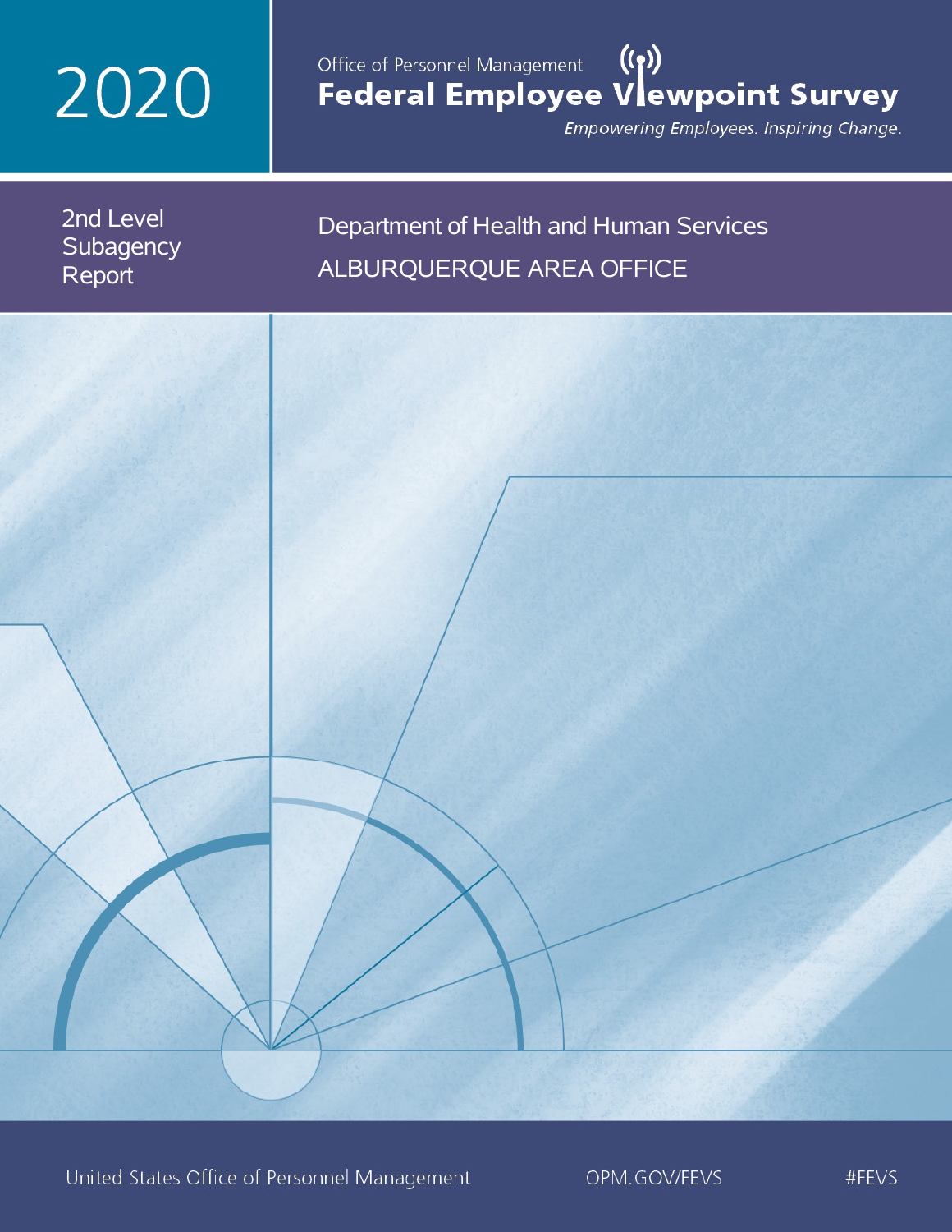# 2020

Office of Personnel Management

# Federal Employee Viewpoint Survey

*Empowering Employees. Inspiring Change.*

## 2nd Level Subagency Report

## Department of Health and Human Services

## ALBURQUERQUE AREA OFFICE

United States Office of Personnel Management    OPM.GOV/FEVS    #FEVS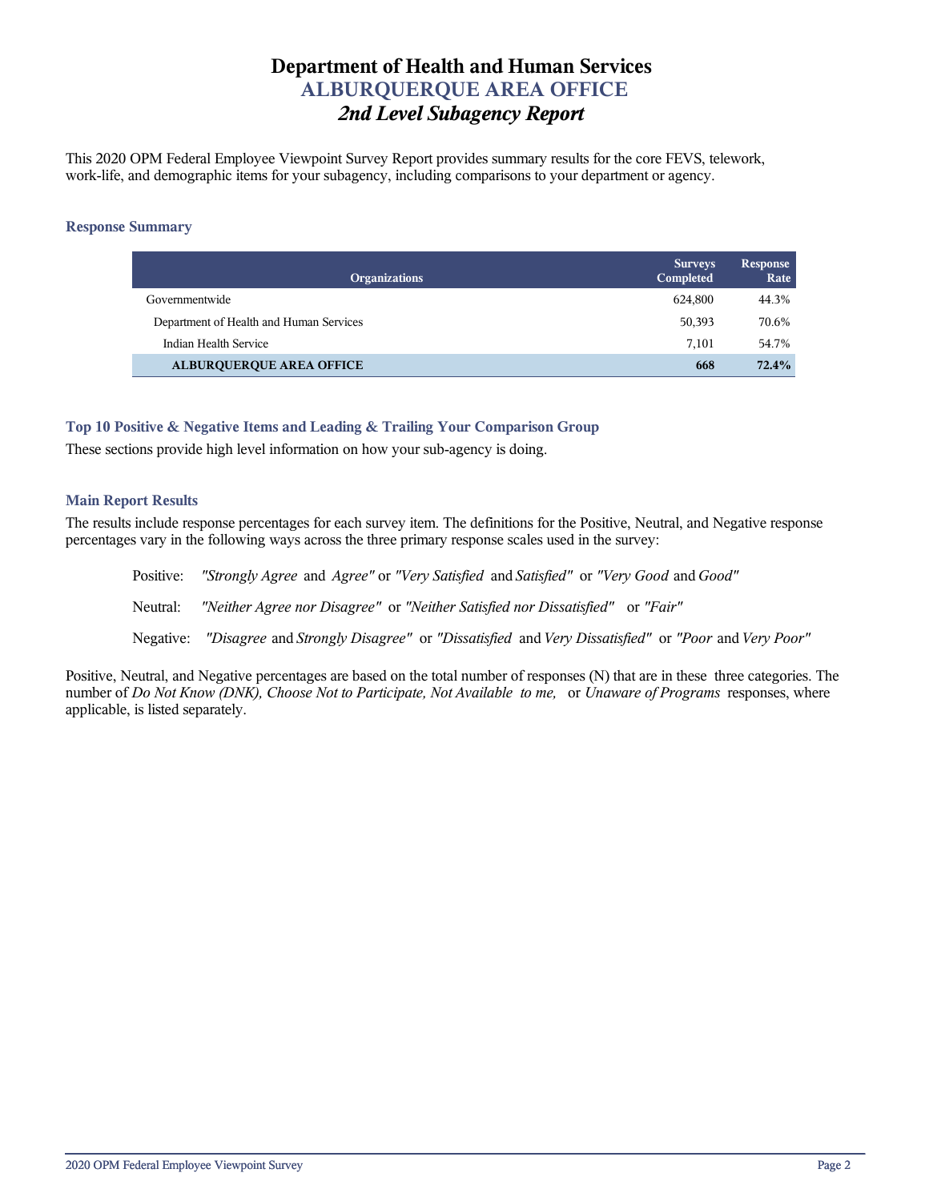# Department of Health and Human Services
## ALBURQUERQUE AREA OFFICE
## *2nd Level Subagency Report*

This 2020 OPM Federal Employee Viewpoint Survey Report provides summary results for the core FEVS, telework, work-life, and demographic items for your subagency, including comparisons to your department or agency.

### Response Summary

| Organizations | Surveys Completed | Response Rate |
|---|---|---|
| Governmentwide | 624,800 | 44.3% |
| Department of Health and Human Services | 50,393 | 70.6% |
| Indian Health Service | 7,101 | 54.7% |
| **ALBURQUERQUE AREA OFFICE** | **668** | **72.4%** |

### Top 10 Positive & Negative Items and Leading & Trailing Your Comparison Group

These sections provide high level information on how your sub-agency is doing.

### Main Report Results

The results include response percentages for each survey item. The definitions for the Positive, Neutral, and Negative response percentages vary in the following ways across the three primary response scales used in the survey:

Positive: *"Strongly Agree* and *Agree"* or *"Very Satisfied* and *Satisfied"* or *"Very Good* and *Good"*

Neutral: *"Neither Agree nor Disagree"* or *"Neither Satisfied nor Dissatisfied"* or *"Fair"*

Negative: *"Disagree* and *Strongly Disagree"* or *"Dissatisfied* and *Very Dissatisfied"* or *"Poor* and *Very Poor"*

Positive, Neutral, and Negative percentages are based on the total number of responses (N) that are in these three categories. The number of *Do Not Know (DNK), Choose Not to Participate, Not Available to me,* or *Unaware of Programs* responses, where applicable, is listed separately.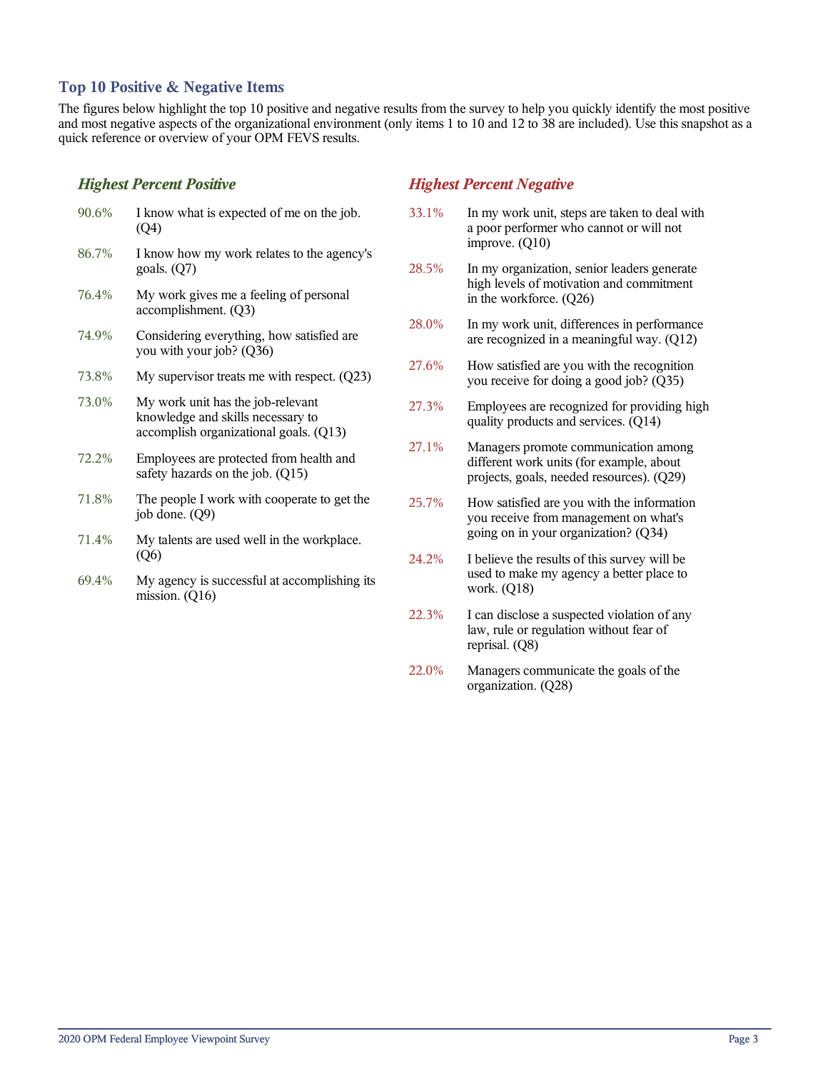## Top 10 Positive & Negative Items

The figures below highlight the top 10 positive and negative results from the survey to help you quickly identify the most positive and most negative aspects of the organizational environment (only items 1 to 10 and 12 to 38 are included). Use this snapshot as a quick reference or overview of your OPM FEVS results.

### *Highest Percent Positive*

| | |
|---|---|
| 90.6% | I know what is expected of me on the job. (Q4) |
| 86.7% | I know how my work relates to the agency's goals. (Q7) |
| 76.4% | My work gives me a feeling of personal accomplishment. (Q3) |
| 74.9% | Considering everything, how satisfied are you with your job? (Q36) |
| 73.8% | My supervisor treats me with respect. (Q23) |
| 73.0% | My work unit has the job-relevant knowledge and skills necessary to accomplish organizational goals. (Q13) |
| 72.2% | Employees are protected from health and safety hazards on the job. (Q15) |
| 71.8% | The people I work with cooperate to get the job done. (Q9) |
| 71.4% | My talents are used well in the workplace. (Q6) |
| 69.4% | My agency is successful at accomplishing its mission. (Q16) |

### *Highest Percent Negative*

| | |
|---|---|
| 33.1% | In my work unit, steps are taken to deal with a poor performer who cannot or will not improve. (Q10) |
| 28.5% | In my organization, senior leaders generate high levels of motivation and commitment in the workforce. (Q26) |
| 28.0% | In my work unit, differences in performance are recognized in a meaningful way. (Q12) |
| 27.6% | How satisfied are you with the recognition you receive for doing a good job? (Q35) |
| 27.3% | Employees are recognized for providing high quality products and services. (Q14) |
| 27.1% | Managers promote communication among different work units (for example, about projects, goals, needed resources). (Q29) |
| 25.7% | How satisfied are you with the information you receive from management on what's going on in your organization? (Q34) |
| 24.2% | I believe the results of this survey will be used to make my agency a better place to work. (Q18) |
| 22.3% | I can disclose a suspected violation of any law, rule or regulation without fear of reprisal. (Q8) |
| 22.0% | Managers communicate the goals of the organization. (Q28) |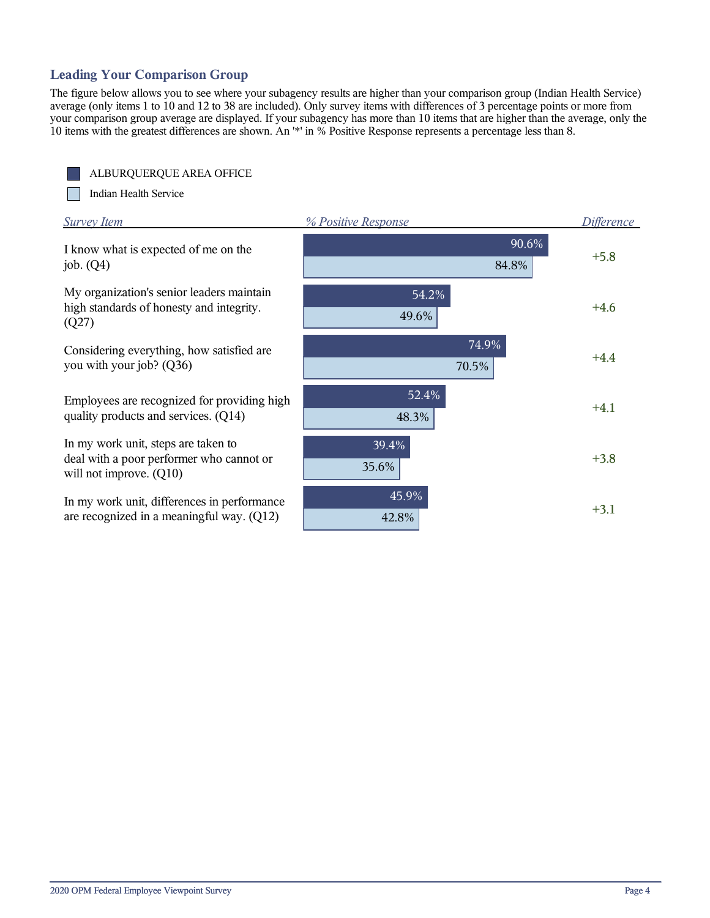## Leading Your Comparison Group

The figure below allows you to see where your subagency results are higher than your comparison group (Indian Health Service) average (only items 1 to 10 and 12 to 38 are included). Only survey items with differences of 3 percentage points or more from your comparison group average are displayed. If your subagency has more than 10 items that are higher than the average, only the 10 items with the greatest differences are shown. An '*' in % Positive Response represents a percentage less than 8.

| Survey Item | ALBURQUERQUE AREA OFFICE % Positive Response | Indian Health Service % Positive Response | Difference |
|---|---|---|---|
| I know what is expected of me on the job. (Q4) | 90.6% | 84.8% | +5.8 |
| My organization's senior leaders maintain high standards of honesty and integrity. (Q27) | 54.2% | 49.6% | +4.6 |
| Considering everything, how satisfied are you with your job? (Q36) | 74.9% | 70.5% | +4.4 |
| Employees are recognized for providing high quality products and services. (Q14) | 52.4% | 48.3% | +4.1 |
| In my work unit, steps are taken to deal with a poor performer who cannot or will not improve. (Q10) | 39.4% | 35.6% | +3.8 |
| In my work unit, differences in performance are recognized in a meaningful way. (Q12) | 45.9% | 42.8% | +3.1 |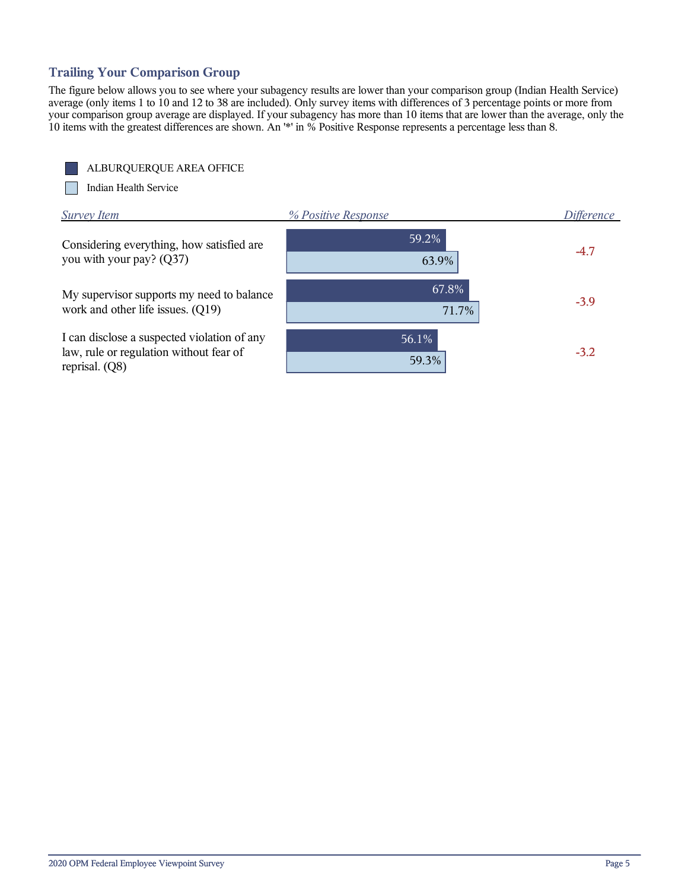## Trailing Your Comparison Group

The figure below allows you to see where your subagency results are lower than your comparison group (Indian Health Service) average (only items 1 to 10 and 12 to 38 are included). Only survey items with differences of 3 percentage points or more from your comparison group average are displayed. If your subagency has more than 10 items that are lower than the average, only the 10 items with the greatest differences are shown. An '*' in % Positive Response represents a percentage less than 8.

| Survey Item | % Positive Response: ALBURQUERQUE AREA OFFICE | % Positive Response: Indian Health Service | Difference |
|---|---|---|---|
| Considering everything, how satisfied are you with your pay? (Q37) | 59.2% | 63.9% | -4.7 |
| My supervisor supports my need to balance work and other life issues. (Q19) | 67.8% | 71.7% | -3.9 |
| I can disclose a suspected violation of any law, rule or regulation without fear of reprisal. (Q8) | 56.1% | 59.3% | -3.2 |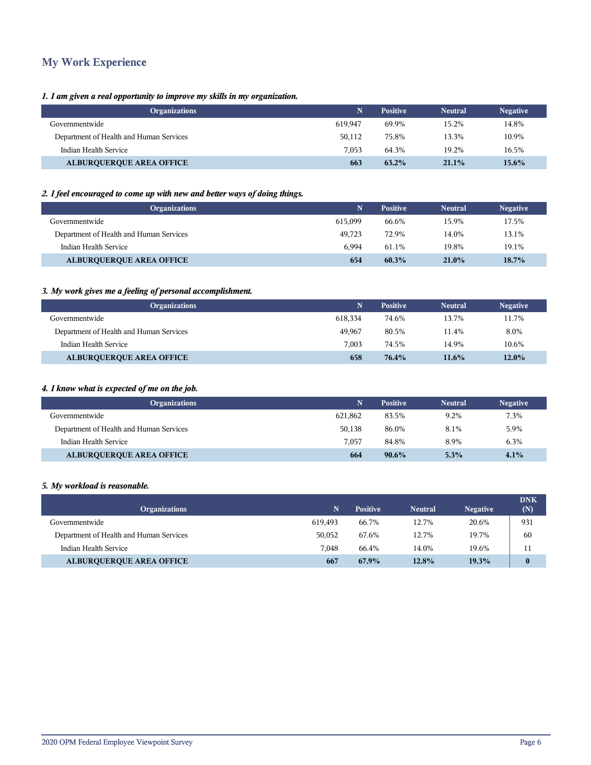## My Work Experience

*1. I am given a real opportunity to improve my skills in my organization.*

| Organizations | N | Positive | Neutral | Negative |
|---|---|---|---|---|
| Governmentwide | 619,947 | 69.9% | 15.2% | 14.8% |
| Department of Health and Human Services | 50,112 | 75.8% | 13.3% | 10.9% |
| Indian Health Service | 7,053 | 64.3% | 19.2% | 16.5% |
| **ALBURQUERQUE AREA OFFICE** | **663** | **63.2%** | **21.1%** | **15.6%** |

*2. I feel encouraged to come up with new and better ways of doing things.*

| Organizations | N | Positive | Neutral | Negative |
|---|---|---|---|---|
| Governmentwide | 615,099 | 66.6% | 15.9% | 17.5% |
| Department of Health and Human Services | 49,723 | 72.9% | 14.0% | 13.1% |
| Indian Health Service | 6,994 | 61.1% | 19.8% | 19.1% |
| **ALBURQUERQUE AREA OFFICE** | **654** | **60.3%** | **21.0%** | **18.7%** |

*3. My work gives me a feeling of personal accomplishment.*

| Organizations | N | Positive | Neutral | Negative |
|---|---|---|---|---|
| Governmentwide | 618,334 | 74.6% | 13.7% | 11.7% |
| Department of Health and Human Services | 49,967 | 80.5% | 11.4% | 8.0% |
| Indian Health Service | 7,003 | 74.5% | 14.9% | 10.6% |
| **ALBURQUERQUE AREA OFFICE** | **658** | **76.4%** | **11.6%** | **12.0%** |

*4. I know what is expected of me on the job.*

| Organizations | N | Positive | Neutral | Negative |
|---|---|---|---|---|
| Governmentwide | 621,862 | 83.5% | 9.2% | 7.3% |
| Department of Health and Human Services | 50,138 | 86.0% | 8.1% | 5.9% |
| Indian Health Service | 7,057 | 84.8% | 8.9% | 6.3% |
| **ALBURQUERQUE AREA OFFICE** | **664** | **90.6%** | **5.3%** | **4.1%** |

*5. My workload is reasonable.*

| Organizations | N | Positive | Neutral | Negative | DNK (N) |
|---|---|---|---|---|---|
| Governmentwide | 619,493 | 66.7% | 12.7% | 20.6% | 931 |
| Department of Health and Human Services | 50,052 | 67.6% | 12.7% | 19.7% | 60 |
| Indian Health Service | 7,048 | 66.4% | 14.0% | 19.6% | 11 |
| **ALBURQUERQUE AREA OFFICE** | **667** | **67.9%** | **12.8%** | **19.3%** | **0** |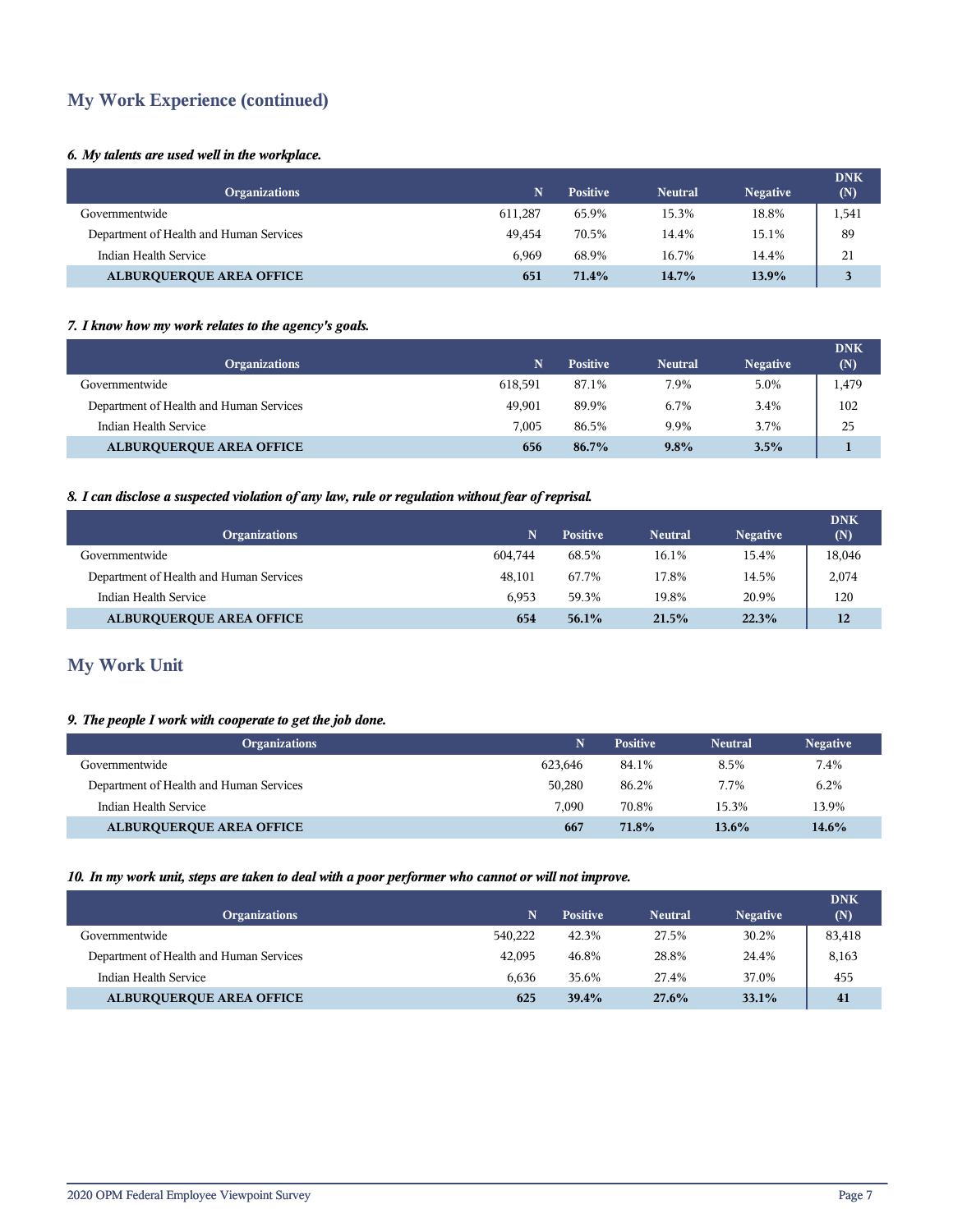## My Work Experience (continued)

*6. My talents are used well in the workplace.*

| Organizations | N | Positive | Neutral | Negative | DNK (N) |
|---|---|---|---|---|---|
| Governmentwide | 611,287 | 65.9% | 15.3% | 18.8% | 1,541 |
| Department of Health and Human Services | 49,454 | 70.5% | 14.4% | 15.1% | 89 |
| Indian Health Service | 6,969 | 68.9% | 16.7% | 14.4% | 21 |
| **ALBURQUERQUE AREA OFFICE** | **651** | **71.4%** | **14.7%** | **13.9%** | **3** |

*7. I know how my work relates to the agency's goals.*

| Organizations | N | Positive | Neutral | Negative | DNK (N) |
|---|---|---|---|---|---|
| Governmentwide | 618,591 | 87.1% | 7.9% | 5.0% | 1,479 |
| Department of Health and Human Services | 49,901 | 89.9% | 6.7% | 3.4% | 102 |
| Indian Health Service | 7,005 | 86.5% | 9.9% | 3.7% | 25 |
| **ALBURQUERQUE AREA OFFICE** | **656** | **86.7%** | **9.8%** | **3.5%** | **1** |

*8. I can disclose a suspected violation of any law, rule or regulation without fear of reprisal.*

| Organizations | N | Positive | Neutral | Negative | DNK (N) |
|---|---|---|---|---|---|
| Governmentwide | 604,744 | 68.5% | 16.1% | 15.4% | 18,046 |
| Department of Health and Human Services | 48,101 | 67.7% | 17.8% | 14.5% | 2,074 |
| Indian Health Service | 6,953 | 59.3% | 19.8% | 20.9% | 120 |
| **ALBURQUERQUE AREA OFFICE** | **654** | **56.1%** | **21.5%** | **22.3%** | **12** |

## My Work Unit

*9. The people I work with cooperate to get the job done.*

| Organizations | N | Positive | Neutral | Negative |
|---|---|---|---|---|
| Governmentwide | 623,646 | 84.1% | 8.5% | 7.4% |
| Department of Health and Human Services | 50,280 | 86.2% | 7.7% | 6.2% |
| Indian Health Service | 7,090 | 70.8% | 15.3% | 13.9% |
| **ALBURQUERQUE AREA OFFICE** | **667** | **71.8%** | **13.6%** | **14.6%** |

*10. In my work unit, steps are taken to deal with a poor performer who cannot or will not improve.*

| Organizations | N | Positive | Neutral | Negative | DNK (N) |
|---|---|---|---|---|---|
| Governmentwide | 540,222 | 42.3% | 27.5% | 30.2% | 83,418 |
| Department of Health and Human Services | 42,095 | 46.8% | 28.8% | 24.4% | 8,163 |
| Indian Health Service | 6,636 | 35.6% | 27.4% | 37.0% | 455 |
| **ALBURQUERQUE AREA OFFICE** | **625** | **39.4%** | **27.6%** | **33.1%** | **41** |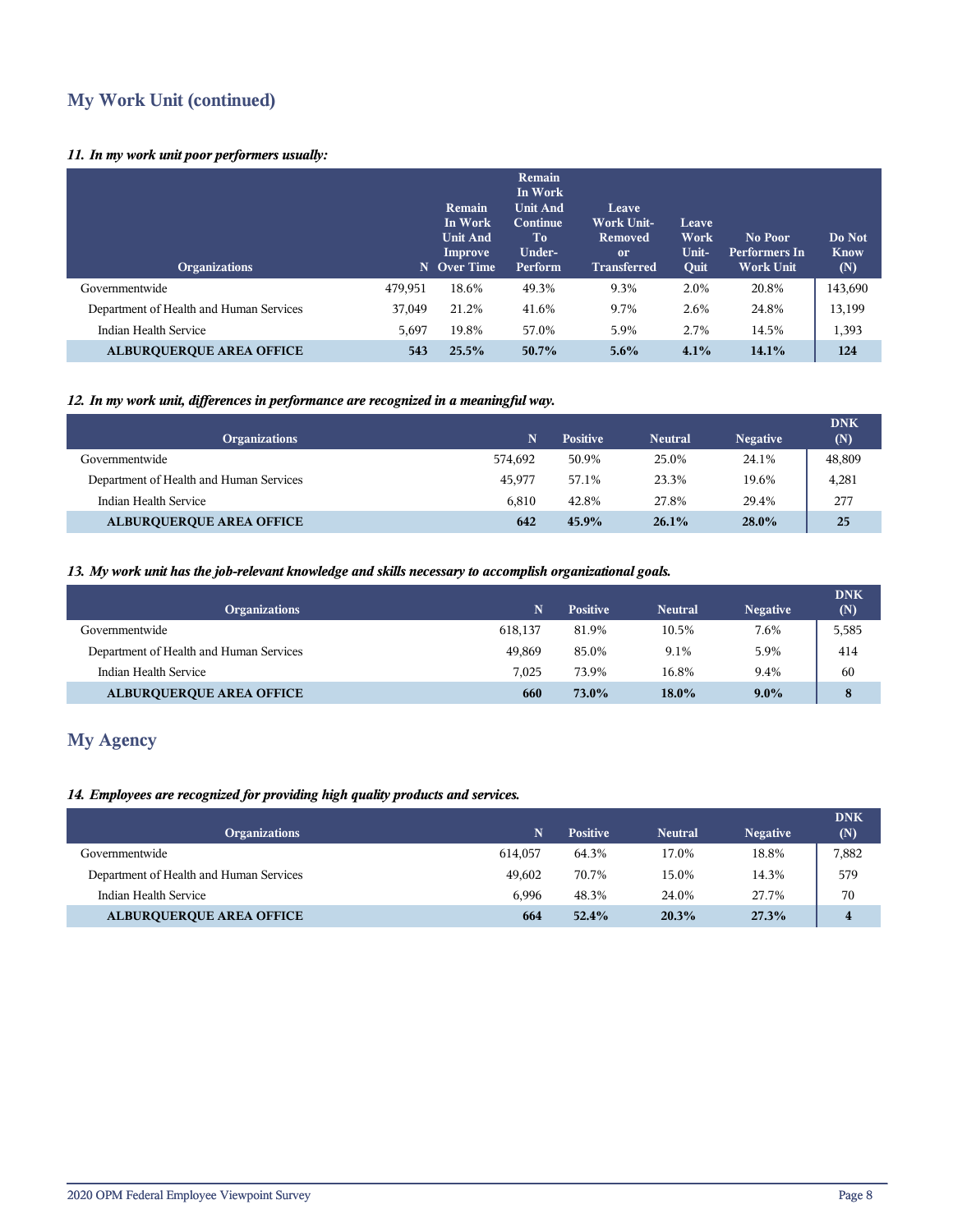## My Work Unit (continued)

*11. In my work unit poor performers usually:*

| Organizations | N | Remain In Work Unit And Improve Over Time | Remain In Work Unit And Continue To Under-Perform | Leave Work Unit-Removed or Transferred | Leave Work Unit-Quit | No Poor Performers In Work Unit | Do Not Know (N) |
|---|---|---|---|---|---|---|---|
| Governmentwide | 479,951 | 18.6% | 49.3% | 9.3% | 2.0% | 20.8% | 143,690 |
| Department of Health and Human Services | 37,049 | 21.2% | 41.6% | 9.7% | 2.6% | 24.8% | 13,199 |
| Indian Health Service | 5,697 | 19.8% | 57.0% | 5.9% | 2.7% | 14.5% | 1,393 |
| **ALBURQUERQUE AREA OFFICE** | **543** | **25.5%** | **50.7%** | **5.6%** | **4.1%** | **14.1%** | **124** |

*12. In my work unit, differences in performance are recognized in a meaningful way.*

| Organizations | N | Positive | Neutral | Negative | DNK (N) |
|---|---|---|---|---|---|
| Governmentwide | 574,692 | 50.9% | 25.0% | 24.1% | 48,809 |
| Department of Health and Human Services | 45,977 | 57.1% | 23.3% | 19.6% | 4,281 |
| Indian Health Service | 6,810 | 42.8% | 27.8% | 29.4% | 277 |
| **ALBURQUERQUE AREA OFFICE** | **642** | **45.9%** | **26.1%** | **28.0%** | **25** |

*13. My work unit has the job-relevant knowledge and skills necessary to accomplish organizational goals.*

| Organizations | N | Positive | Neutral | Negative | DNK (N) |
|---|---|---|---|---|---|
| Governmentwide | 618,137 | 81.9% | 10.5% | 7.6% | 5,585 |
| Department of Health and Human Services | 49,869 | 85.0% | 9.1% | 5.9% | 414 |
| Indian Health Service | 7,025 | 73.9% | 16.8% | 9.4% | 60 |
| **ALBURQUERQUE AREA OFFICE** | **660** | **73.0%** | **18.0%** | **9.0%** | **8** |

## My Agency

*14. Employees are recognized for providing high quality products and services.*

| Organizations | N | Positive | Neutral | Negative | DNK (N) |
|---|---|---|---|---|---|
| Governmentwide | 614,057 | 64.3% | 17.0% | 18.8% | 7,882 |
| Department of Health and Human Services | 49,602 | 70.7% | 15.0% | 14.3% | 579 |
| Indian Health Service | 6,996 | 48.3% | 24.0% | 27.7% | 70 |
| **ALBURQUERQUE AREA OFFICE** | **664** | **52.4%** | **20.3%** | **27.3%** | **4** |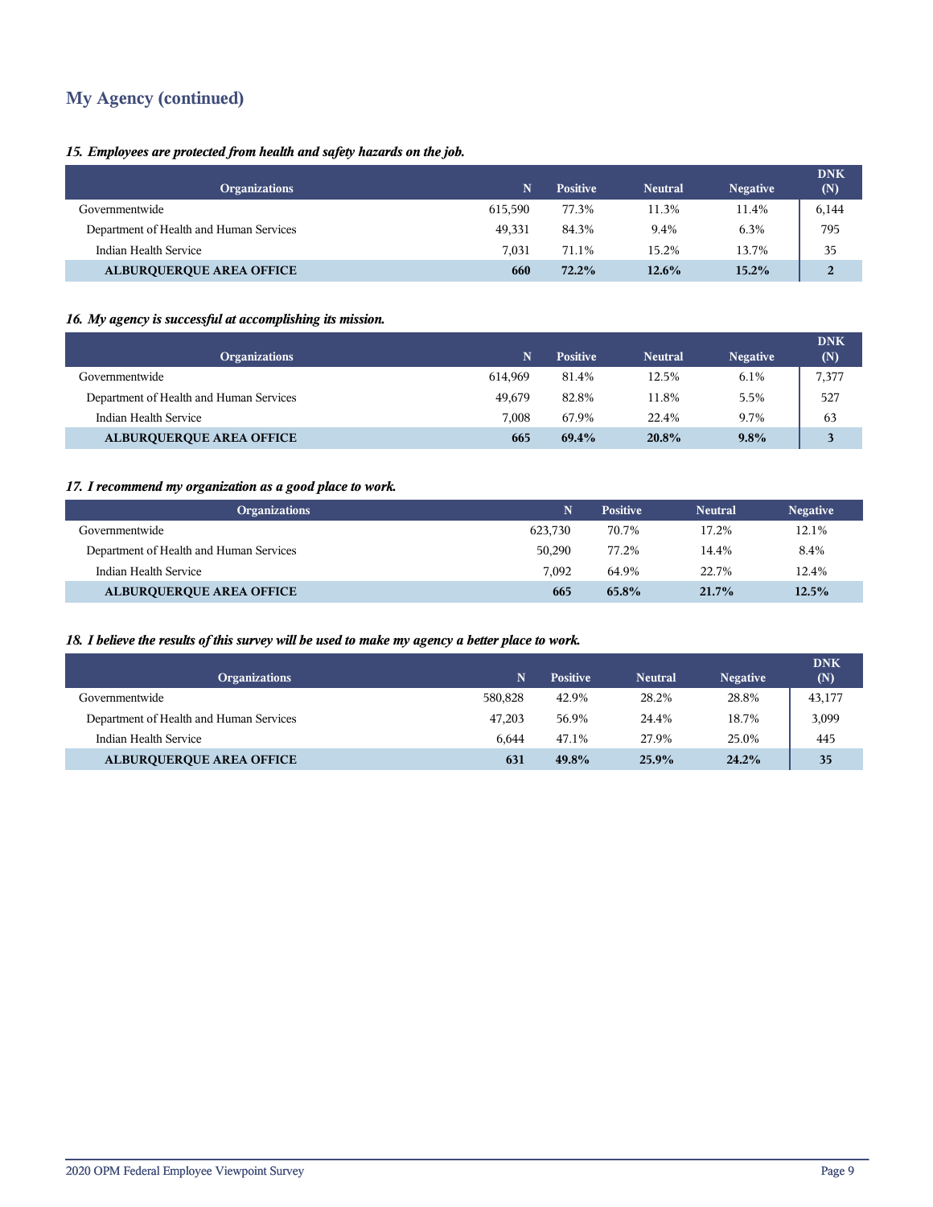## My Agency (continued)

*15. Employees are protected from health and safety hazards on the job.*

| Organizations | N | Positive | Neutral | Negative | DNK (N) |
|---|---|---|---|---|---|
| Governmentwide | 615,590 | 77.3% | 11.3% | 11.4% | 6,144 |
| Department of Health and Human Services | 49,331 | 84.3% | 9.4% | 6.3% | 795 |
| Indian Health Service | 7,031 | 71.1% | 15.2% | 13.7% | 35 |
| **ALBURQUERQUE AREA OFFICE** | **660** | **72.2%** | **12.6%** | **15.2%** | **2** |

*16. My agency is successful at accomplishing its mission.*

| Organizations | N | Positive | Neutral | Negative | DNK (N) |
|---|---|---|---|---|---|
| Governmentwide | 614,969 | 81.4% | 12.5% | 6.1% | 7,377 |
| Department of Health and Human Services | 49,679 | 82.8% | 11.8% | 5.5% | 527 |
| Indian Health Service | 7,008 | 67.9% | 22.4% | 9.7% | 63 |
| **ALBURQUERQUE AREA OFFICE** | **665** | **69.4%** | **20.8%** | **9.8%** | **3** |

*17. I recommend my organization as a good place to work.*

| Organizations | N | Positive | Neutral | Negative |
|---|---|---|---|---|
| Governmentwide | 623,730 | 70.7% | 17.2% | 12.1% |
| Department of Health and Human Services | 50,290 | 77.2% | 14.4% | 8.4% |
| Indian Health Service | 7,092 | 64.9% | 22.7% | 12.4% |
| **ALBURQUERQUE AREA OFFICE** | **665** | **65.8%** | **21.7%** | **12.5%** |

*18. I believe the results of this survey will be used to make my agency a better place to work.*

| Organizations | N | Positive | Neutral | Negative | DNK (N) |
|---|---|---|---|---|---|
| Governmentwide | 580,828 | 42.9% | 28.2% | 28.8% | 43,177 |
| Department of Health and Human Services | 47,203 | 56.9% | 24.4% | 18.7% | 3,099 |
| Indian Health Service | 6,644 | 47.1% | 27.9% | 25.0% | 445 |
| **ALBURQUERQUE AREA OFFICE** | **631** | **49.8%** | **25.9%** | **24.2%** | **35** |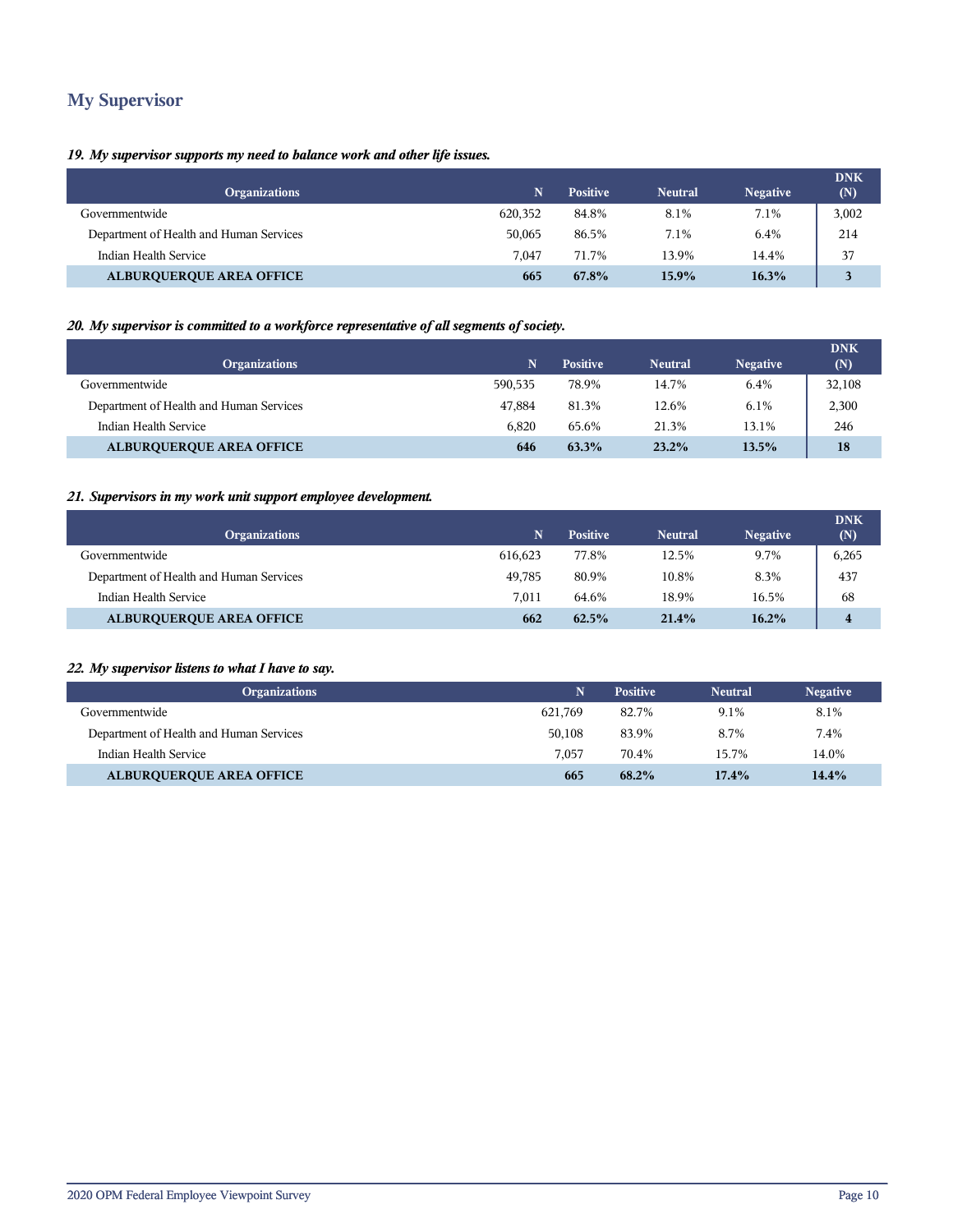## My Supervisor

***19. My supervisor supports my need to balance work and other life issues.***

| Organizations | N | Positive | Neutral | Negative | DNK (N) |
|---|---|---|---|---|---|
| Governmentwide | 620,352 | 84.8% | 8.1% | 7.1% | 3,002 |
| Department of Health and Human Services | 50,065 | 86.5% | 7.1% | 6.4% | 214 |
| Indian Health Service | 7,047 | 71.7% | 13.9% | 14.4% | 37 |
| **ALBUQUERQUE AREA OFFICE** | **665** | **67.8%** | **15.9%** | **16.3%** | **3** |

***20. My supervisor is committed to a workforce representative of all segments of society.***

| Organizations | N | Positive | Neutral | Negative | DNK (N) |
|---|---|---|---|---|---|
| Governmentwide | 590,535 | 78.9% | 14.7% | 6.4% | 32,108 |
| Department of Health and Human Services | 47,884 | 81.3% | 12.6% | 6.1% | 2,300 |
| Indian Health Service | 6,820 | 65.6% | 21.3% | 13.1% | 246 |
| **ALBUQUERQUE AREA OFFICE** | **646** | **63.3%** | **23.2%** | **13.5%** | **18** |

***21. Supervisors in my work unit support employee development.***

| Organizations | N | Positive | Neutral | Negative | DNK (N) |
|---|---|---|---|---|---|
| Governmentwide | 616,623 | 77.8% | 12.5% | 9.7% | 6,265 |
| Department of Health and Human Services | 49,785 | 80.9% | 10.8% | 8.3% | 437 |
| Indian Health Service | 7,011 | 64.6% | 18.9% | 16.5% | 68 |
| **ALBUQUERQUE AREA OFFICE** | **662** | **62.5%** | **21.4%** | **16.2%** | **4** |

***22. My supervisor listens to what I have to say.***

| Organizations | N | Positive | Neutral | Negative |
|---|---|---|---|---|
| Governmentwide | 621,769 | 82.7% | 9.1% | 8.1% |
| Department of Health and Human Services | 50,108 | 83.9% | 8.7% | 7.4% |
| Indian Health Service | 7,057 | 70.4% | 15.7% | 14.0% |
| **ALBUQUERQUE AREA OFFICE** | **665** | **68.2%** | **17.4%** | **14.4%** |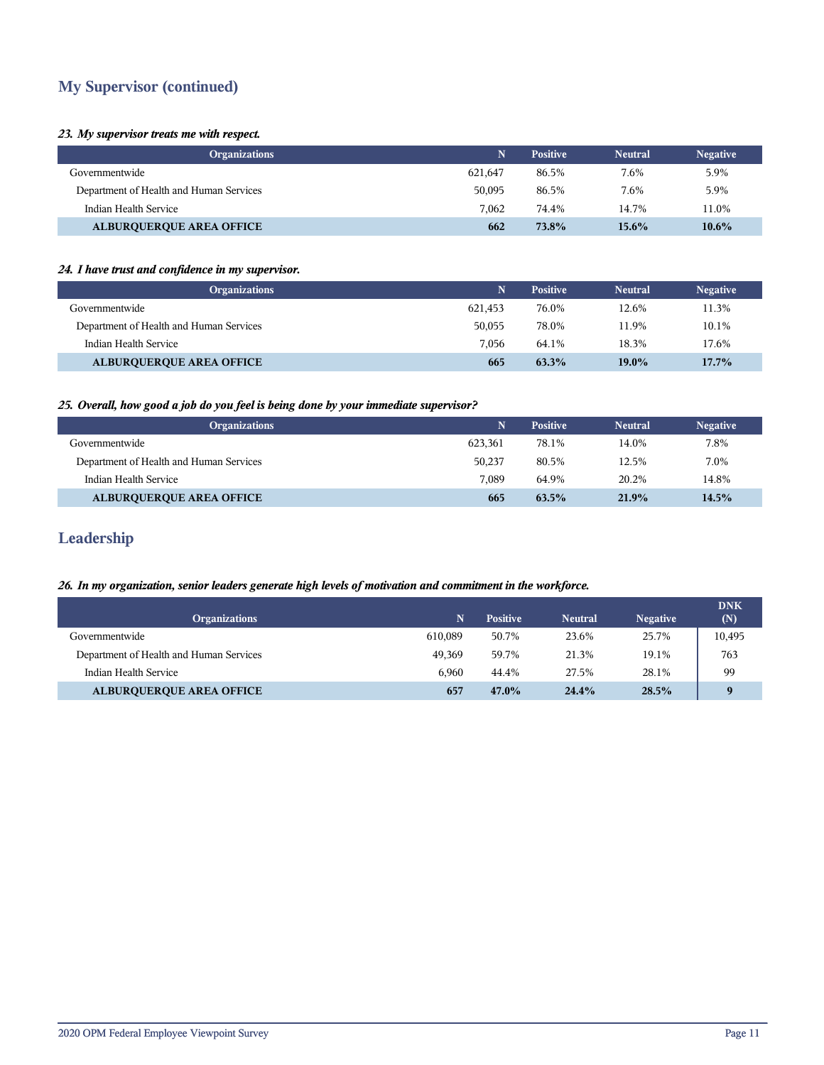## My Supervisor (continued)

*23. My supervisor treats me with respect.*

| Organizations | N | Positive | Neutral | Negative |
|---|---|---|---|---|
| Governmentwide | 621,647 | 86.5% | 7.6% | 5.9% |
| Department of Health and Human Services | 50,095 | 86.5% | 7.6% | 5.9% |
| Indian Health Service | 7,062 | 74.4% | 14.7% | 11.0% |
| **ALBURQUERQUE AREA OFFICE** | **662** | **73.8%** | **15.6%** | **10.6%** |

*24. I have trust and confidence in my supervisor.*

| Organizations | N | Positive | Neutral | Negative |
|---|---|---|---|---|
| Governmentwide | 621,453 | 76.0% | 12.6% | 11.3% |
| Department of Health and Human Services | 50,055 | 78.0% | 11.9% | 10.1% |
| Indian Health Service | 7,056 | 64.1% | 18.3% | 17.6% |
| **ALBURQUERQUE AREA OFFICE** | **665** | **63.3%** | **19.0%** | **17.7%** |

*25. Overall, how good a job do you feel is being done by your immediate supervisor?*

| Organizations | N | Positive | Neutral | Negative |
|---|---|---|---|---|
| Governmentwide | 623,361 | 78.1% | 14.0% | 7.8% |
| Department of Health and Human Services | 50,237 | 80.5% | 12.5% | 7.0% |
| Indian Health Service | 7,089 | 64.9% | 20.2% | 14.8% |
| **ALBURQUERQUE AREA OFFICE** | **665** | **63.5%** | **21.9%** | **14.5%** |

## Leadership

*26. In my organization, senior leaders generate high levels of motivation and commitment in the workforce.*

| Organizations | N | Positive | Neutral | Negative | DNK (N) |
|---|---|---|---|---|---|
| Governmentwide | 610,089 | 50.7% | 23.6% | 25.7% | 10,495 |
| Department of Health and Human Services | 49,369 | 59.7% | 21.3% | 19.1% | 763 |
| Indian Health Service | 6,960 | 44.4% | 27.5% | 28.1% | 99 |
| **ALBURQUERQUE AREA OFFICE** | **657** | **47.0%** | **24.4%** | **28.5%** | **9** |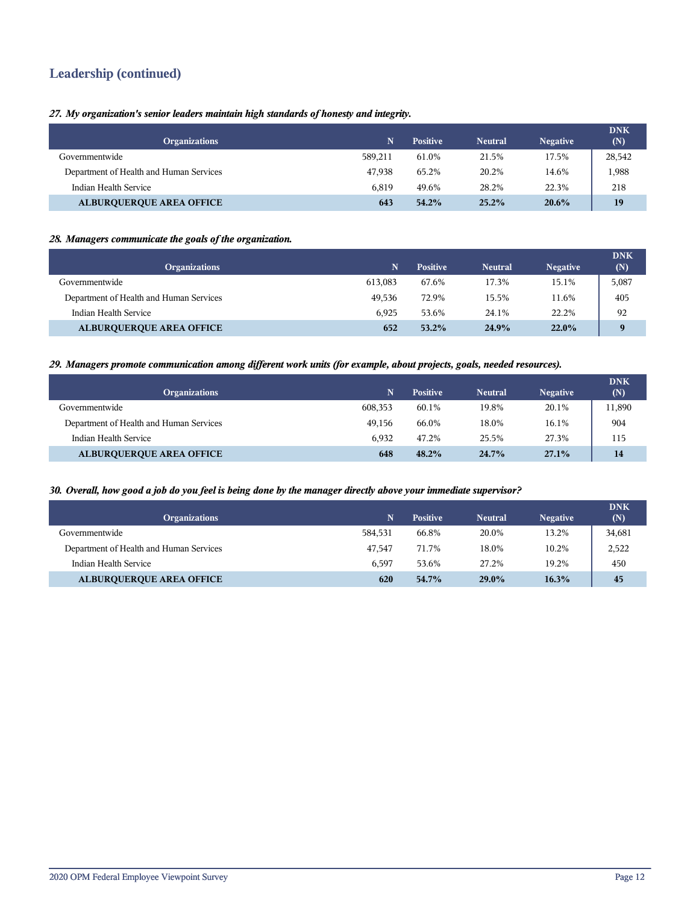## Leadership (continued)

***27. My organization's senior leaders maintain high standards of honesty and integrity.***

| Organizations | N | Positive | Neutral | Negative | DNK (N) |
|---|---|---|---|---|---|
| Governmentwide | 589,211 | 61.0% | 21.5% | 17.5% | 28,542 |
| Department of Health and Human Services | 47,938 | 65.2% | 20.2% | 14.6% | 1,988 |
| Indian Health Service | 6,819 | 49.6% | 28.2% | 22.3% | 218 |
| **ALBURQUERQUE AREA OFFICE** | **643** | **54.2%** | **25.2%** | **20.6%** | **19** |

***28. Managers communicate the goals of the organization.***

| Organizations | N | Positive | Neutral | Negative | DNK (N) |
|---|---|---|---|---|---|
| Governmentwide | 613,083 | 67.6% | 17.3% | 15.1% | 5,087 |
| Department of Health and Human Services | 49,536 | 72.9% | 15.5% | 11.6% | 405 |
| Indian Health Service | 6,925 | 53.6% | 24.1% | 22.2% | 92 |
| **ALBURQUERQUE AREA OFFICE** | **652** | **53.2%** | **24.9%** | **22.0%** | **9** |

***29. Managers promote communication among different work units (for example, about projects, goals, needed resources).***

| Organizations | N | Positive | Neutral | Negative | DNK (N) |
|---|---|---|---|---|---|
| Governmentwide | 608,353 | 60.1% | 19.8% | 20.1% | 11,890 |
| Department of Health and Human Services | 49,156 | 66.0% | 18.0% | 16.1% | 904 |
| Indian Health Service | 6,932 | 47.2% | 25.5% | 27.3% | 115 |
| **ALBURQUERQUE AREA OFFICE** | **648** | **48.2%** | **24.7%** | **27.1%** | **14** |

***30. Overall, how good a job do you feel is being done by the manager directly above your immediate supervisor?***

| Organizations | N | Positive | Neutral | Negative | DNK (N) |
|---|---|---|---|---|---|
| Governmentwide | 584,531 | 66.8% | 20.0% | 13.2% | 34,681 |
| Department of Health and Human Services | 47,547 | 71.7% | 18.0% | 10.2% | 2,522 |
| Indian Health Service | 6,597 | 53.6% | 27.2% | 19.2% | 450 |
| **ALBURQUERQUE AREA OFFICE** | **620** | **54.7%** | **29.0%** | **16.3%** | **45** |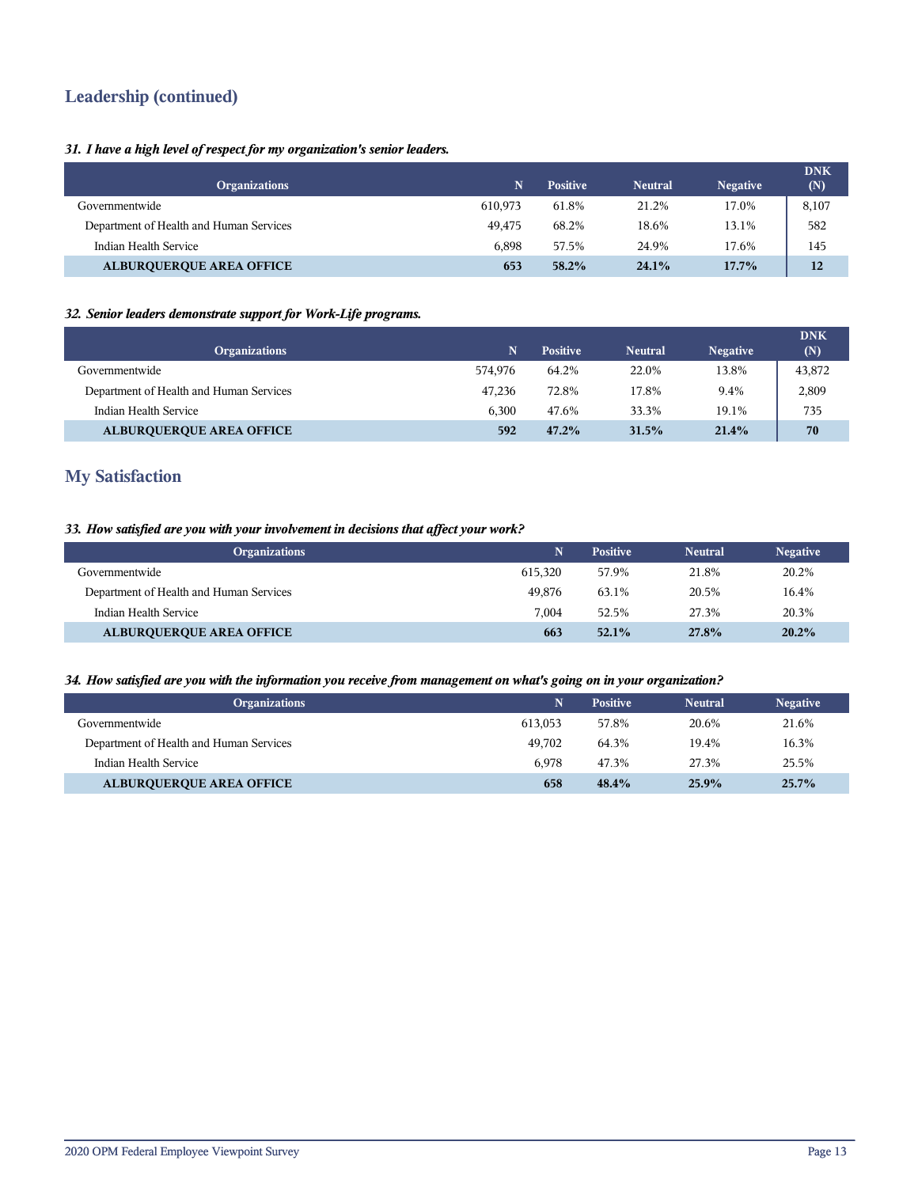## Leadership (continued)

***31. I have a high level of respect for my organization's senior leaders.***

| Organizations | N | Positive | Neutral | Negative | DNK (N) |
|---|---|---|---|---|---|
| Governmentwide | 610,973 | 61.8% | 21.2% | 17.0% | 8,107 |
| Department of Health and Human Services | 49,475 | 68.2% | 18.6% | 13.1% | 582 |
| Indian Health Service | 6,898 | 57.5% | 24.9% | 17.6% | 145 |
| **ALBURQUERQUE AREA OFFICE** | **653** | **58.2%** | **24.1%** | **17.7%** | **12** |

***32. Senior leaders demonstrate support for Work-Life programs.***

| Organizations | N | Positive | Neutral | Negative | DNK (N) |
|---|---|---|---|---|---|
| Governmentwide | 574,976 | 64.2% | 22.0% | 13.8% | 43,872 |
| Department of Health and Human Services | 47,236 | 72.8% | 17.8% | 9.4% | 2,809 |
| Indian Health Service | 6,300 | 47.6% | 33.3% | 19.1% | 735 |
| **ALBURQUERQUE AREA OFFICE** | **592** | **47.2%** | **31.5%** | **21.4%** | **70** |

## My Satisfaction

***33. How satisfied are you with your involvement in decisions that affect your work?***

| Organizations | N | Positive | Neutral | Negative |
|---|---|---|---|---|
| Governmentwide | 615,320 | 57.9% | 21.8% | 20.2% |
| Department of Health and Human Services | 49,876 | 63.1% | 20.5% | 16.4% |
| Indian Health Service | 7,004 | 52.5% | 27.3% | 20.3% |
| **ALBURQUERQUE AREA OFFICE** | **663** | **52.1%** | **27.8%** | **20.2%** |

***34. How satisfied are you with the information you receive from management on what's going on in your organization?***

| Organizations | N | Positive | Neutral | Negative |
|---|---|---|---|---|
| Governmentwide | 613,053 | 57.8% | 20.6% | 21.6% |
| Department of Health and Human Services | 49,702 | 64.3% | 19.4% | 16.3% |
| Indian Health Service | 6,978 | 47.3% | 27.3% | 25.5% |
| **ALBURQUERQUE AREA OFFICE** | **658** | **48.4%** | **25.9%** | **25.7%** |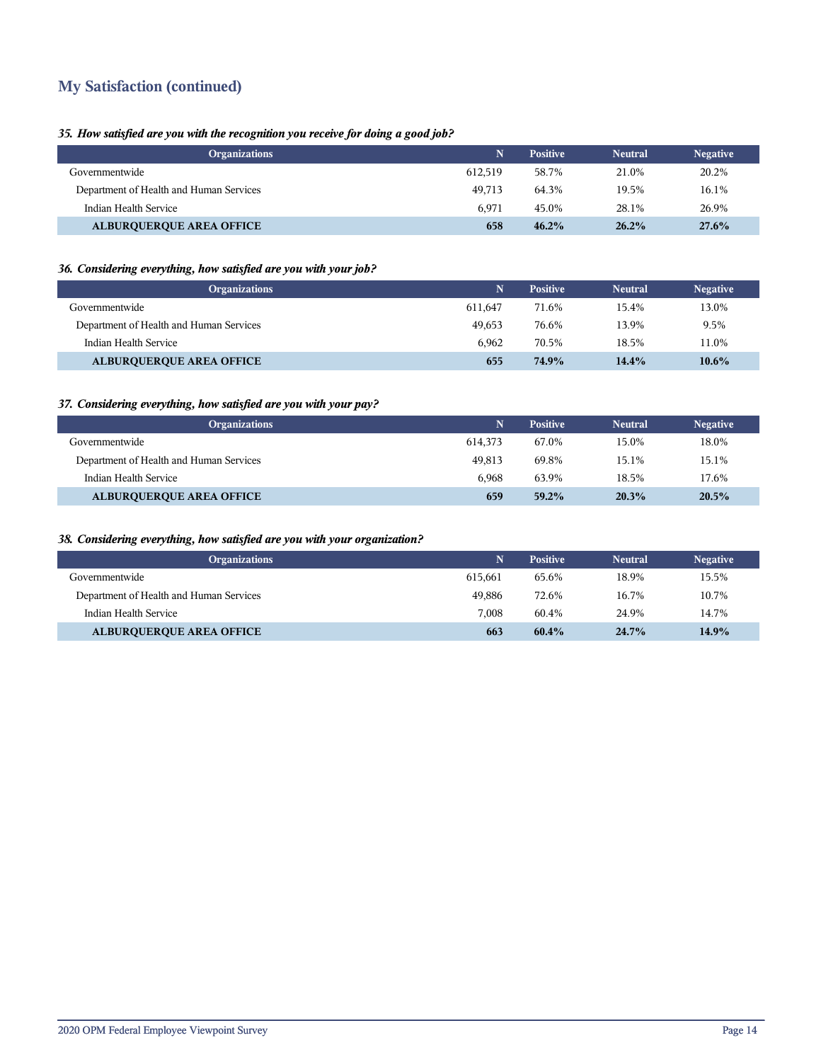## My Satisfaction (continued)

***35. How satisfied are you with the recognition you receive for doing a good job?***

| Organizations | N | Positive | Neutral | Negative |
|---|---|---|---|---|
| Governmentwide | 612,519 | 58.7% | 21.0% | 20.2% |
| Department of Health and Human Services | 49,713 | 64.3% | 19.5% | 16.1% |
| Indian Health Service | 6,971 | 45.0% | 28.1% | 26.9% |
| **ALBURQUERQUE AREA OFFICE** | **658** | **46.2%** | **26.2%** | **27.6%** |

***36. Considering everything, how satisfied are you with your job?***

| Organizations | N | Positive | Neutral | Negative |
|---|---|---|---|---|
| Governmentwide | 611,647 | 71.6% | 15.4% | 13.0% |
| Department of Health and Human Services | 49,653 | 76.6% | 13.9% | 9.5% |
| Indian Health Service | 6,962 | 70.5% | 18.5% | 11.0% |
| **ALBURQUERQUE AREA OFFICE** | **655** | **74.9%** | **14.4%** | **10.6%** |

***37. Considering everything, how satisfied are you with your pay?***

| Organizations | N | Positive | Neutral | Negative |
|---|---|---|---|---|
| Governmentwide | 614,373 | 67.0% | 15.0% | 18.0% |
| Department of Health and Human Services | 49,813 | 69.8% | 15.1% | 15.1% |
| Indian Health Service | 6,968 | 63.9% | 18.5% | 17.6% |
| **ALBURQUERQUE AREA OFFICE** | **659** | **59.2%** | **20.3%** | **20.5%** |

***38. Considering everything, how satisfied are you with your organization?***

| Organizations | N | Positive | Neutral | Negative |
|---|---|---|---|---|
| Governmentwide | 615,661 | 65.6% | 18.9% | 15.5% |
| Department of Health and Human Services | 49,886 | 72.6% | 16.7% | 10.7% |
| Indian Health Service | 7,008 | 60.4% | 24.9% | 14.7% |
| **ALBURQUERQUE AREA OFFICE** | **663** | **60.4%** | **24.7%** | **14.9%** |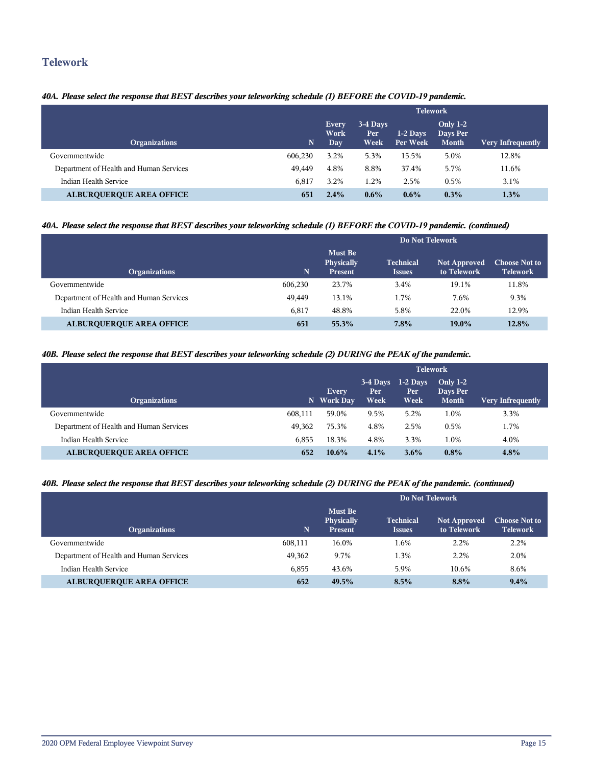## Telework

*40A. Please select the response that BEST describes your teleworking schedule (1) BEFORE the COVID-19 pandemic.*

| Organizations | N | Telework | | | | |
|---|---|---|---|---|---|---|
| | | Every Work Day | 3-4 Days Per Week | 1-2 Days Per Week | Only 1-2 Days Per Month | Very Infrequently |
| Governmentwide | 606,230 | 3.2% | 5.3% | 15.5% | 5.0% | 12.8% |
| Department of Health and Human Services | 49,449 | 4.8% | 8.8% | 37.4% | 5.7% | 11.6% |
| Indian Health Service | 6,817 | 3.2% | 1.2% | 2.5% | 0.5% | 3.1% |
| **ALBURQUERQUE AREA OFFICE** | **651** | **2.4%** | **0.6%** | **0.6%** | **0.3%** | **1.3%** |

*40A. Please select the response that BEST describes your teleworking schedule (1) BEFORE the COVID-19 pandemic. (continued)*

| Organizations | N | Do Not Telework | | | |
|---|---|---|---|---|---|
| | | Must Be Physically Present | Technical Issues | Not Approved to Telework | Choose Not to Telework |
| Governmentwide | 606,230 | 23.7% | 3.4% | 19.1% | 11.8% |
| Department of Health and Human Services | 49,449 | 13.1% | 1.7% | 7.6% | 9.3% |
| Indian Health Service | 6,817 | 48.8% | 5.8% | 22.0% | 12.9% |
| **ALBURQUERQUE AREA OFFICE** | **651** | **55.3%** | **7.8%** | **19.0%** | **12.8%** |

*40B. Please select the response that BEST describes your teleworking schedule (2) DURING the PEAK of the pandemic.*

| Organizations | N | Telework | | | | |
|---|---|---|---|---|---|---|
| | | Every Work Day | 3-4 Days Per Week | 1-2 Days Per Week | Only 1-2 Days Per Month | Very Infrequently |
| Governmentwide | 608,111 | 59.0% | 9.5% | 5.2% | 1.0% | 3.3% |
| Department of Health and Human Services | 49,362 | 75.3% | 4.8% | 2.5% | 0.5% | 1.7% |
| Indian Health Service | 6,855 | 18.3% | 4.8% | 3.3% | 1.0% | 4.0% |
| **ALBURQUERQUE AREA OFFICE** | **652** | **10.6%** | **4.1%** | **3.6%** | **0.8%** | **4.8%** |

*40B. Please select the response that BEST describes your teleworking schedule (2) DURING the PEAK of the pandemic. (continued)*

| Organizations | N | Do Not Telework | | | |
|---|---|---|---|---|---|
| | | Must Be Physically Present | Technical Issues | Not Approved to Telework | Choose Not to Telework |
| Governmentwide | 608,111 | 16.0% | 1.6% | 2.2% | 2.2% |
| Department of Health and Human Services | 49,362 | 9.7% | 1.3% | 2.2% | 2.0% |
| Indian Health Service | 6,855 | 43.6% | 5.9% | 10.6% | 8.6% |
| **ALBURQUERQUE AREA OFFICE** | **652** | **49.5%** | **8.5%** | **8.8%** | **9.4%** |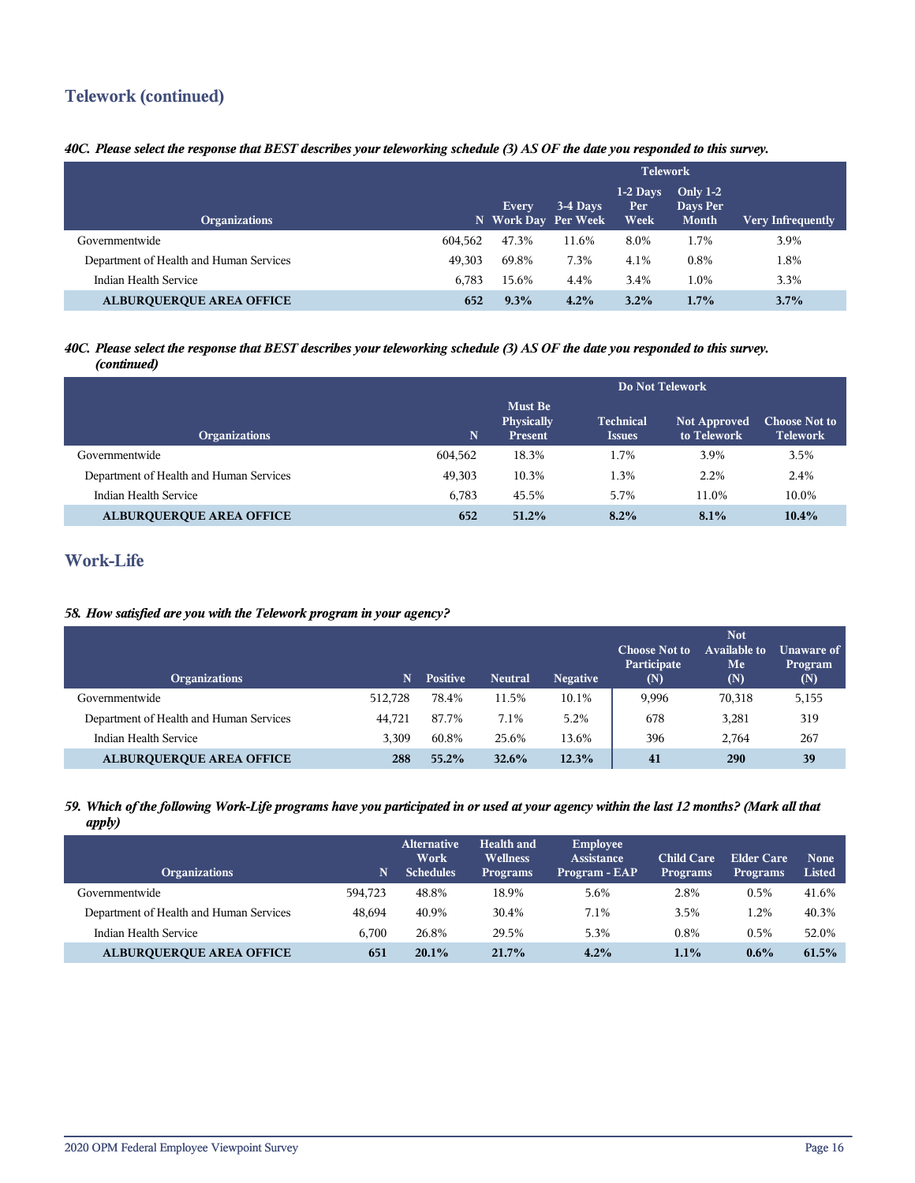## Telework (continued)

***40C. Please select the response that BEST describes your teleworking schedule (3) AS OF the date you responded to this survey.***

| Organizations | N | Telework | | | | |
|---|---|---|---|---|---|---|
| | | Every Work Day | 3-4 Days Per Week | 1-2 Days Per Week | Only 1-2 Days Per Month | Very Infrequently |
| Governmentwide | 604,562 | 47.3% | 11.6% | 8.0% | 1.7% | 3.9% |
| Department of Health and Human Services | 49,303 | 69.8% | 7.3% | 4.1% | 0.8% | 1.8% |
| Indian Health Service | 6,783 | 15.6% | 4.4% | 3.4% | 1.0% | 3.3% |
| **ALBURQUERQUE AREA OFFICE** | **652** | **9.3%** | **4.2%** | **3.2%** | **1.7%** | **3.7%** |

***40C. Please select the response that BEST describes your teleworking schedule (3) AS OF the date you responded to this survey. (continued)***

| Organizations | N | Do Not Telework | | | |
|---|---|---|---|---|---|
| | | Must Be Physically Present | Technical Issues | Not Approved to Telework | Choose Not to Telework |
| Governmentwide | 604,562 | 18.3% | 1.7% | 3.9% | 3.5% |
| Department of Health and Human Services | 49,303 | 10.3% | 1.3% | 2.2% | 2.4% |
| Indian Health Service | 6,783 | 45.5% | 5.7% | 11.0% | 10.0% |
| **ALBURQUERQUE AREA OFFICE** | **652** | **51.2%** | **8.2%** | **8.1%** | **10.4%** |

## Work-Life

***58. How satisfied are you with the Telework program in your agency?***

| Organizations | N | Positive | Neutral | Negative | Choose Not to Participate (N) | Not Available to Me (N) | Unaware of Program (N) |
|---|---|---|---|---|---|---|---|
| Governmentwide | 512,728 | 78.4% | 11.5% | 10.1% | 9,996 | 70,318 | 5,155 |
| Department of Health and Human Services | 44,721 | 87.7% | 7.1% | 5.2% | 678 | 3,281 | 319 |
| Indian Health Service | 3,309 | 60.8% | 25.6% | 13.6% | 396 | 2,764 | 267 |
| **ALBURQUERQUE AREA OFFICE** | **288** | **55.2%** | **32.6%** | **12.3%** | **41** | **290** | **39** |

***59. Which of the following Work-Life programs have you participated in or used at your agency within the last 12 months? (Mark all that apply)***

| Organizations | N | Alternative Work Schedules | Health and Wellness Programs | Employee Assistance Program - EAP | Child Care Programs | Elder Care Programs | None Listed |
|---|---|---|---|---|---|---|---|
| Governmentwide | 594,723 | 48.8% | 18.9% | 5.6% | 2.8% | 0.5% | 41.6% |
| Department of Health and Human Services | 48,694 | 40.9% | 30.4% | 7.1% | 3.5% | 1.2% | 40.3% |
| Indian Health Service | 6,700 | 26.8% | 29.5% | 5.3% | 0.8% | 0.5% | 52.0% |
| **ALBURQUERQUE AREA OFFICE** | **651** | **20.1%** | **21.7%** | **4.2%** | **1.1%** | **0.6%** | **61.5%** |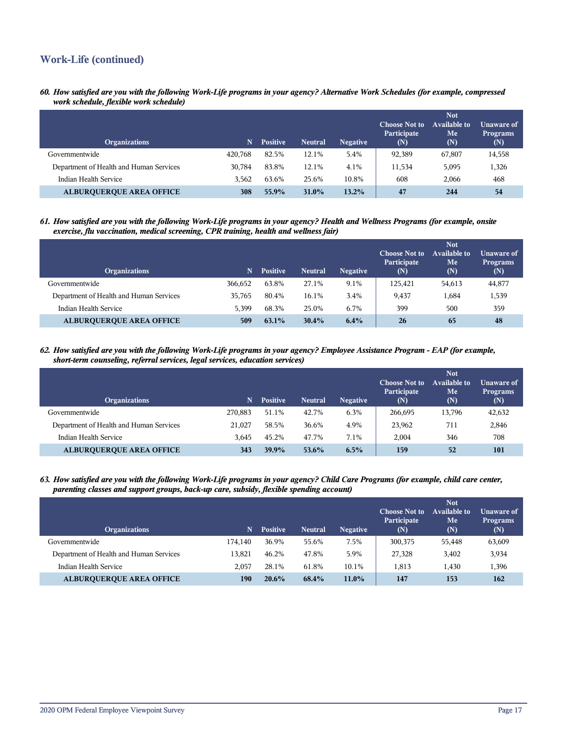## Work-Life (continued)

***60. How satisfied are you with the following Work-Life programs in your agency? Alternative Work Schedules (for example, compressed work schedule, flexible work schedule)***

| Organizations | N | Positive | Neutral | Negative | Choose Not to Participate (N) | Not Available to Me (N) | Unaware of Programs (N) |
|---|---|---|---|---|---|---|---|
| Governmentwide | 420,768 | 82.5% | 12.1% | 5.4% | 92,389 | 67,807 | 14,558 |
| Department of Health and Human Services | 30,784 | 83.8% | 12.1% | 4.1% | 11,534 | 5,095 | 1,326 |
| Indian Health Service | 3,562 | 63.6% | 25.6% | 10.8% | 608 | 2,066 | 468 |
| **ALBUQUERQUE AREA OFFICE** | **308** | **55.9%** | **31.0%** | **13.2%** | **47** | **244** | **54** |

***61. How satisfied are you with the following Work-Life programs in your agency? Health and Wellness Programs (for example, onsite exercise, flu vaccination, medical screening, CPR training, health and wellness fair)***

| Organizations | N | Positive | Neutral | Negative | Choose Not to Participate (N) | Not Available to Me (N) | Unaware of Programs (N) |
|---|---|---|---|---|---|---|---|
| Governmentwide | 366,652 | 63.8% | 27.1% | 9.1% | 125,421 | 54,613 | 44,877 |
| Department of Health and Human Services | 35,765 | 80.4% | 16.1% | 3.4% | 9,437 | 1,684 | 1,539 |
| Indian Health Service | 5,399 | 68.3% | 25.0% | 6.7% | 399 | 500 | 359 |
| **ALBUQUERQUE AREA OFFICE** | **509** | **63.1%** | **30.4%** | **6.4%** | **26** | **65** | **48** |

***62. How satisfied are you with the following Work-Life programs in your agency? Employee Assistance Program - EAP (for example, short-term counseling, referral services, legal services, education services)***

| Organizations | N | Positive | Neutral | Negative | Choose Not to Participate (N) | Not Available to Me (N) | Unaware of Programs (N) |
|---|---|---|---|---|---|---|---|
| Governmentwide | 270,883 | 51.1% | 42.7% | 6.3% | 266,695 | 13,796 | 42,632 |
| Department of Health and Human Services | 21,027 | 58.5% | 36.6% | 4.9% | 23,962 | 711 | 2,846 |
| Indian Health Service | 3,645 | 45.2% | 47.7% | 7.1% | 2,004 | 346 | 708 |
| **ALBUQUERQUE AREA OFFICE** | **343** | **39.9%** | **53.6%** | **6.5%** | **159** | **52** | **101** |

***63. How satisfied are you with the following Work-Life programs in your agency? Child Care Programs (for example, child care center, parenting classes and support groups, back-up care, subsidy, flexible spending account)***

| Organizations | N | Positive | Neutral | Negative | Choose Not to Participate (N) | Not Available to Me (N) | Unaware of Programs (N) |
|---|---|---|---|---|---|---|---|
| Governmentwide | 174,140 | 36.9% | 55.6% | 7.5% | 300,375 | 55,448 | 63,609 |
| Department of Health and Human Services | 13,821 | 46.2% | 47.8% | 5.9% | 27,328 | 3,402 | 3,934 |
| Indian Health Service | 2,057 | 28.1% | 61.8% | 10.1% | 1,813 | 1,430 | 1,396 |
| **ALBUQUERQUE AREA OFFICE** | **190** | **20.6%** | **68.4%** | **11.0%** | **147** | **153** | **162** |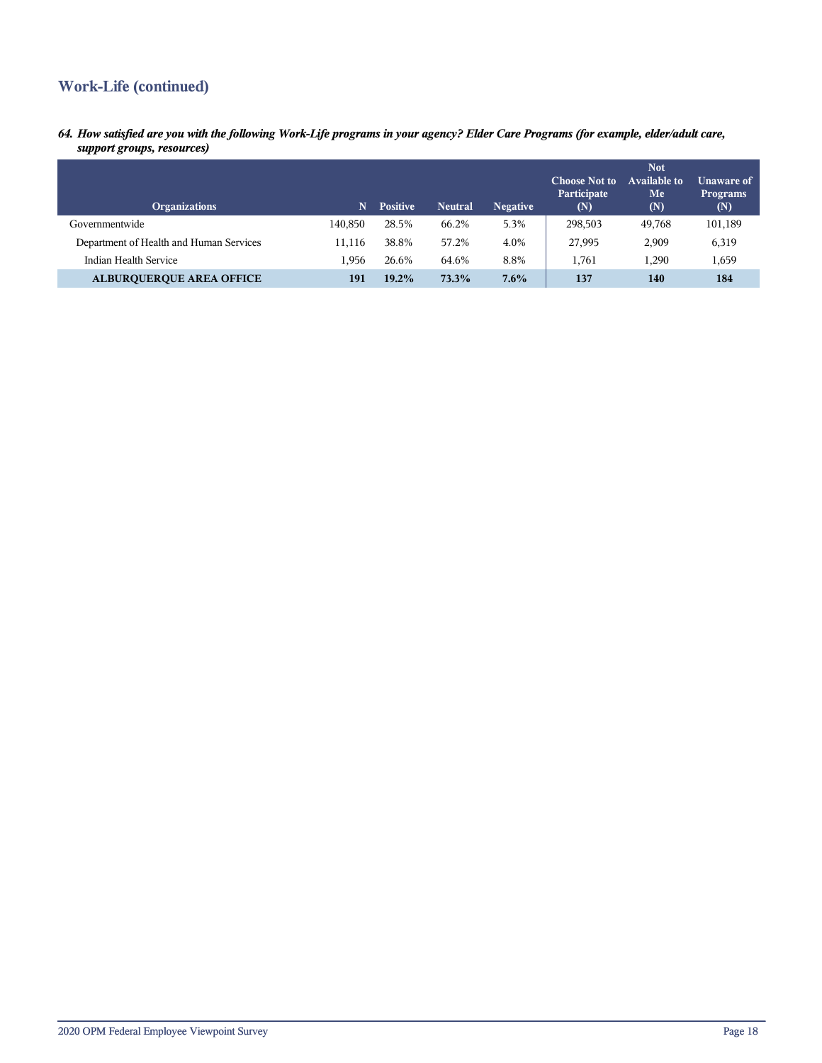## Work-Life (continued)

*64. How satisfied are you with the following Work-Life programs in your agency? Elder Care Programs (for example, elder/adult care, support groups, resources)*

| Organizations | N | Positive | Neutral | Negative | Choose Not to Participate (N) | Not Available to Me (N) | Unaware of Programs (N) |
|---|---|---|---|---|---|---|---|
| Governmentwide | 140,850 | 28.5% | 66.2% | 5.3% | 298,503 | 49,768 | 101,189 |
| Department of Health and Human Services | 11,116 | 38.8% | 57.2% | 4.0% | 27,995 | 2,909 | 6,319 |
| Indian Health Service | 1,956 | 26.6% | 64.6% | 8.8% | 1,761 | 1,290 | 1,659 |
| **ALBURQUERQUE AREA OFFICE** | **191** | **19.2%** | **73.3%** | **7.6%** | **137** | **140** | **184** |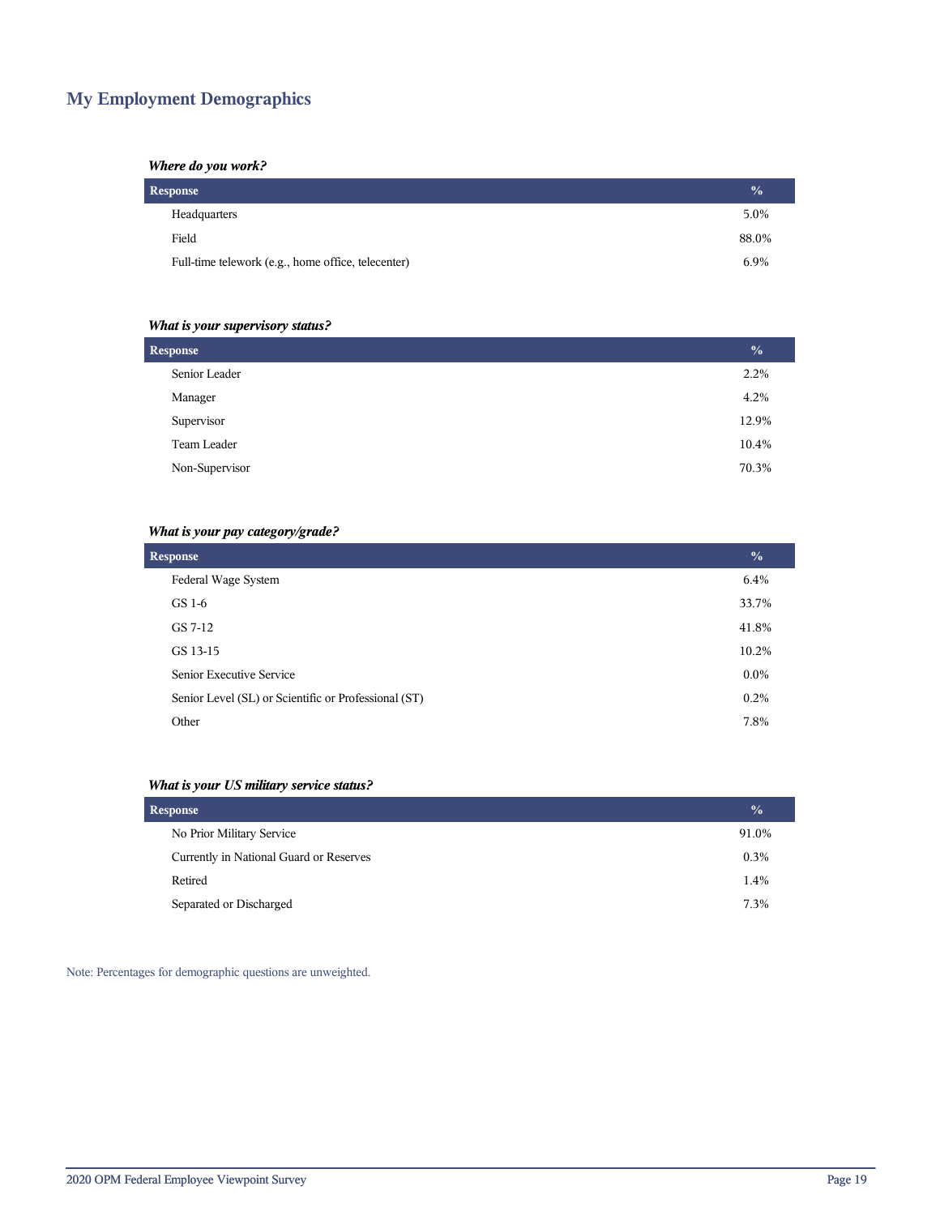## My Employment Demographics

***Where do you work?***

| Response | % |
|---|---|
| Headquarters | 5.0% |
| Field | 88.0% |
| Full-time telework (e.g., home office, telecenter) | 6.9% |

***What is your supervisory status?***

| Response | % |
|---|---|
| Senior Leader | 2.2% |
| Manager | 4.2% |
| Supervisor | 12.9% |
| Team Leader | 10.4% |
| Non-Supervisor | 70.3% |

***What is your pay category/grade?***

| Response | % |
|---|---|
| Federal Wage System | 6.4% |
| GS 1-6 | 33.7% |
| GS 7-12 | 41.8% |
| GS 13-15 | 10.2% |
| Senior Executive Service | 0.0% |
| Senior Level (SL) or Scientific or Professional (ST) | 0.2% |
| Other | 7.8% |

***What is your US military service status?***

| Response | % |
|---|---|
| No Prior Military Service | 91.0% |
| Currently in National Guard or Reserves | 0.3% |
| Retired | 1.4% |
| Separated or Discharged | 7.3% |

Note: Percentages for demographic questions are unweighted.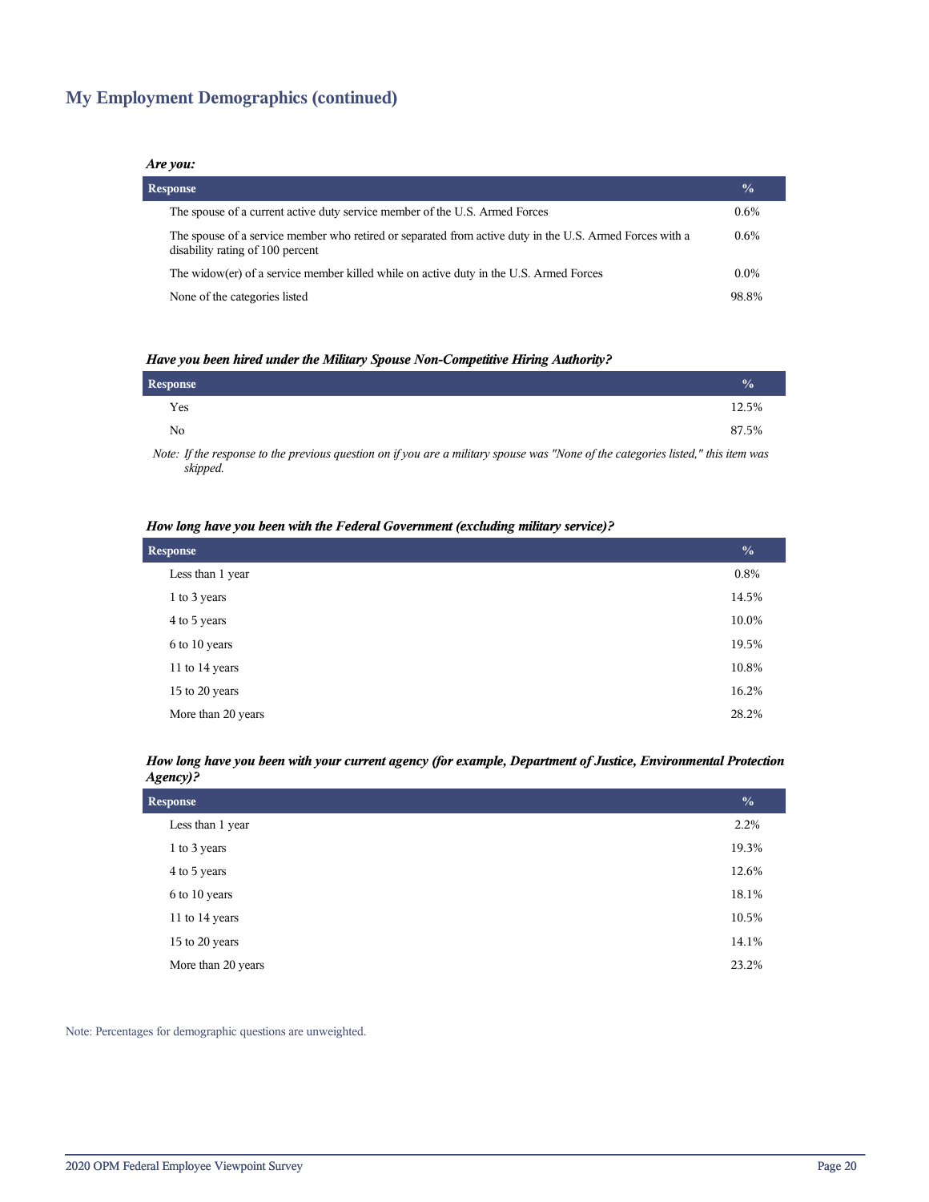## My Employment Demographics (continued)

***Are you:***

| Response | % |
|---|---|
| The spouse of a current active duty service member of the U.S. Armed Forces | 0.6% |
| The spouse of a service member who retired or separated from active duty in the U.S. Armed Forces with a disability rating of 100 percent | 0.6% |
| The widow(er) of a service member killed while on active duty in the U.S. Armed Forces | 0.0% |
| None of the categories listed | 98.8% |

***Have you been hired under the Military Spouse Non-Competitive Hiring Authority?***

| Response | % |
|---|---|
| Yes | 12.5% |
| No | 87.5% |

*Note: If the response to the previous question on if you are a military spouse was "None of the categories listed," this item was skipped.*

***How long have you been with the Federal Government (excluding military service)?***

| Response | % |
|---|---|
| Less than 1 year | 0.8% |
| 1 to 3 years | 14.5% |
| 4 to 5 years | 10.0% |
| 6 to 10 years | 19.5% |
| 11 to 14 years | 10.8% |
| 15 to 20 years | 16.2% |
| More than 20 years | 28.2% |

***How long have you been with your current agency (for example, Department of Justice, Environmental Protection Agency)?***

| Response | % |
|---|---|
| Less than 1 year | 2.2% |
| 1 to 3 years | 19.3% |
| 4 to 5 years | 12.6% |
| 6 to 10 years | 18.1% |
| 11 to 14 years | 10.5% |
| 15 to 20 years | 14.1% |
| More than 20 years | 23.2% |

Note: Percentages for demographic questions are unweighted.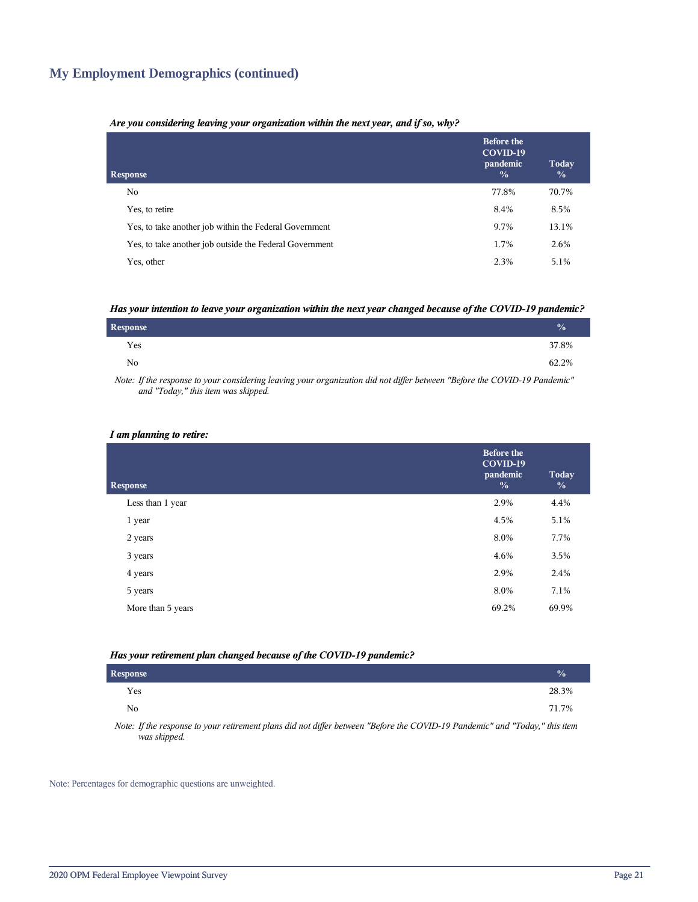## My Employment Demographics (continued)

***Are you considering leaving your organization within the next year, and if so, why?***

| Response | Before the COVID-19 pandemic % | Today % |
|---|---|---|
| No | 77.8% | 70.7% |
| Yes, to retire | 8.4% | 8.5% |
| Yes, to take another job within the Federal Government | 9.7% | 13.1% |
| Yes, to take another job outside the Federal Government | 1.7% | 2.6% |
| Yes, other | 2.3% | 5.1% |

***Has your intention to leave your organization within the next year changed because of the COVID-19 pandemic?***

| Response | % |
|---|---|
| Yes | 37.8% |
| No | 62.2% |

*Note: If the response to your considering leaving your organization did not differ between "Before the COVID-19 Pandemic" and "Today," this item was skipped.*

***I am planning to retire:***

| Response | Before the COVID-19 pandemic % | Today % |
|---|---|---|
| Less than 1 year | 2.9% | 4.4% |
| 1 year | 4.5% | 5.1% |
| 2 years | 8.0% | 7.7% |
| 3 years | 4.6% | 3.5% |
| 4 years | 2.9% | 2.4% |
| 5 years | 8.0% | 7.1% |
| More than 5 years | 69.2% | 69.9% |

***Has your retirement plan changed because of the COVID-19 pandemic?***

| Response | % |
|---|---|
| Yes | 28.3% |
| No | 71.7% |

*Note: If the response to your retirement plans did not differ between "Before the COVID-19 Pandemic" and "Today," this item was skipped.*

Note: Percentages for demographic questions are unweighted.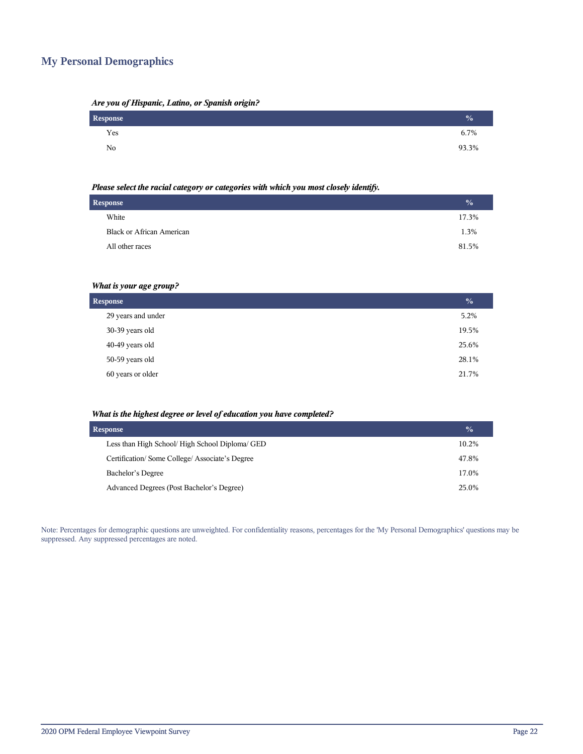## My Personal Demographics

***Are you of Hispanic, Latino, or Spanish origin?***

| Response | % |
|---|---|
| Yes | 6.7% |
| No | 93.3% |

***Please select the racial category or categories with which you most closely identify.***

| Response | % |
|---|---|
| White | 17.3% |
| Black or African American | 1.3% |
| All other races | 81.5% |

***What is your age group?***

| Response | % |
|---|---|
| 29 years and under | 5.2% |
| 30-39 years old | 19.5% |
| 40-49 years old | 25.6% |
| 50-59 years old | 28.1% |
| 60 years or older | 21.7% |

***What is the highest degree or level of education you have completed?***

| Response | % |
|---|---|
| Less than High School/ High School Diploma/ GED | 10.2% |
| Certification/ Some College/ Associate's Degree | 47.8% |
| Bachelor's Degree | 17.0% |
| Advanced Degrees (Post Bachelor's Degree) | 25.0% |

Note: Percentages for demographic questions are unweighted. For confidentiality reasons, percentages for the 'My Personal Demographics' questions may be suppressed. Any suppressed percentages are noted.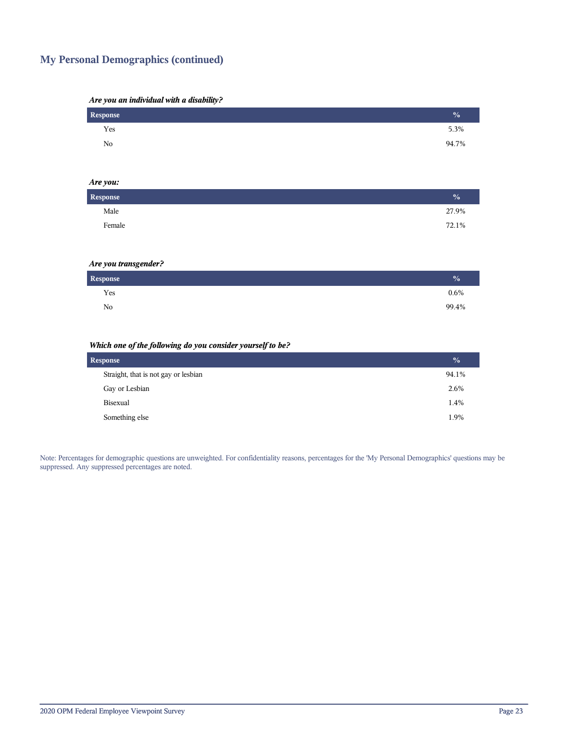## My Personal Demographics (continued)

***Are you an individual with a disability?***

| Response | % |
|---|---|
| Yes | 5.3% |
| No | 94.7% |

***Are you:***

| Response | % |
|---|---|
| Male | 27.9% |
| Female | 72.1% |

***Are you transgender?***

| Response | % |
|---|---|
| Yes | 0.6% |
| No | 99.4% |

***Which one of the following do you consider yourself to be?***

| Response | % |
|---|---|
| Straight, that is not gay or lesbian | 94.1% |
| Gay or Lesbian | 2.6% |
| Bisexual | 1.4% |
| Something else | 1.9% |

Note: Percentages for demographic questions are unweighted. For confidentiality reasons, percentages for the 'My Personal Demographics' questions may be suppressed. Any suppressed percentages are noted.